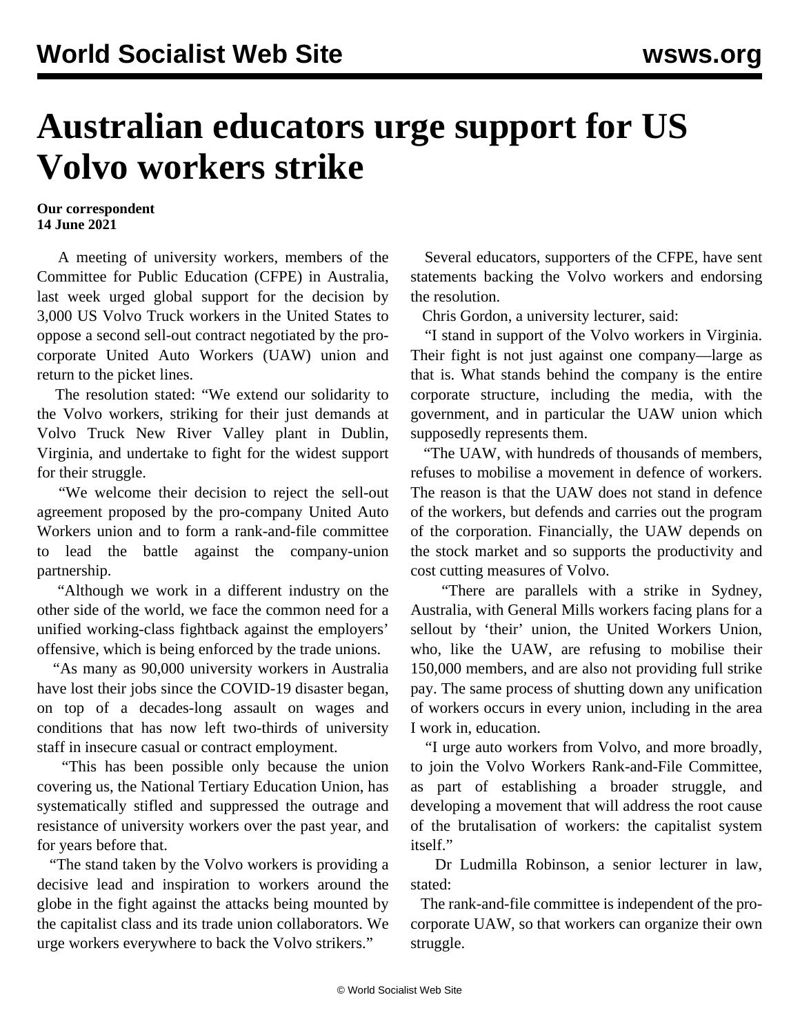# Australian educators urge support for US Volvo workers strike

**Our correspondent**
**14 June 2021**

A meeting of university workers, members of the Committee for Public Education (CFPE) in Australia, last week urged global support for the decision by 3,000 US Volvo Truck workers in the United States to oppose a second sell-out contract negotiated by the pro-corporate United Auto Workers (UAW) union and return to the picket lines.

The resolution stated: "We extend our solidarity to the Volvo workers, striking for their just demands at Volvo Truck New River Valley plant in Dublin, Virginia, and undertake to fight for the widest support for their struggle.

"We welcome their decision to reject the sell-out agreement proposed by the pro-company United Auto Workers union and to form a rank-and-file committee to lead the battle against the company-union partnership.

"Although we work in a different industry on the other side of the world, we face the common need for a unified working-class fightback against the employers' offensive, which is being enforced by the trade unions.

"As many as 90,000 university workers in Australia have lost their jobs since the COVID-19 disaster began, on top of a decades-long assault on wages and conditions that has now left two-thirds of university staff in insecure casual or contract employment.

"This has been possible only because the union covering us, the National Tertiary Education Union, has systematically stifled and suppressed the outrage and resistance of university workers over the past year, and for years before that.

"The stand taken by the Volvo workers is providing a decisive lead and inspiration to workers around the globe in the fight against the attacks being mounted by the capitalist class and its trade union collaborators. We urge workers everywhere to back the Volvo strikers."

Several educators, supporters of the CFPE, have sent statements backing the Volvo workers and endorsing the resolution.

Chris Gordon, a university lecturer, said:

"I stand in support of the Volvo workers in Virginia. Their fight is not just against one company—large as that is. What stands behind the company is the entire corporate structure, including the media, with the government, and in particular the UAW union which supposedly represents them.

"The UAW, with hundreds of thousands of members, refuses to mobilise a movement in defence of workers. The reason is that the UAW does not stand in defence of the workers, but defends and carries out the program of the corporation. Financially, the UAW depends on the stock market and so supports the productivity and cost cutting measures of Volvo.

"There are parallels with a strike in Sydney, Australia, with General Mills workers facing plans for a sellout by 'their' union, the United Workers Union, who, like the UAW, are refusing to mobilise their 150,000 members, and are also not providing full strike pay. The same process of shutting down any unification of workers occurs in every union, including in the area I work in, education.

"I urge auto workers from Volvo, and more broadly, to join the Volvo Workers Rank-and-File Committee, as part of establishing a broader struggle, and developing a movement that will address the root cause of the brutalisation of workers: the capitalist system itself."

Dr Ludmilla Robinson, a senior lecturer in law, stated:

The rank-and-file committee is independent of the pro-corporate UAW, so that workers can organize their own struggle.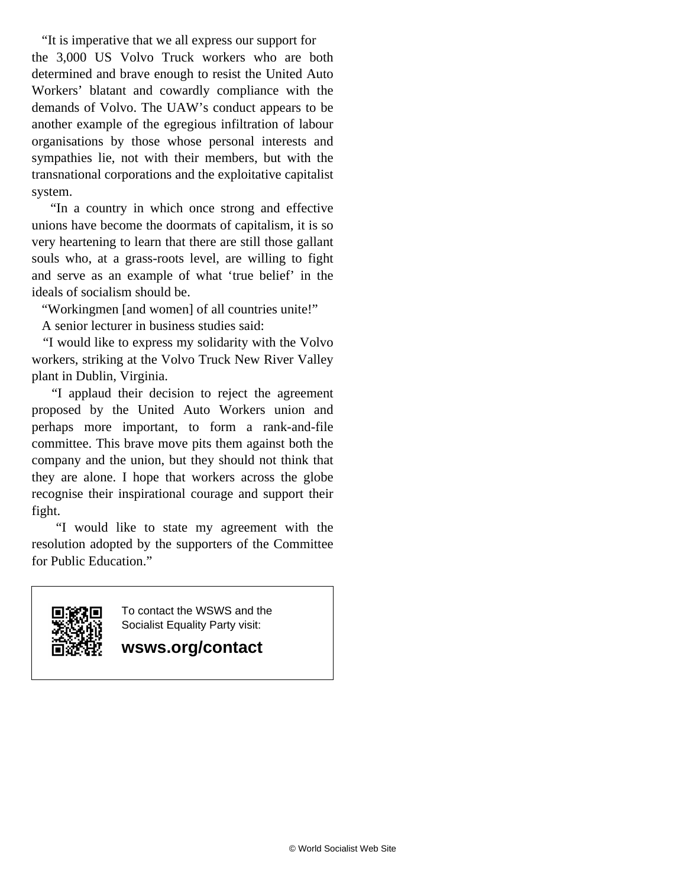"It is imperative that we all express our support for the 3,000 US Volvo Truck workers who are both determined and brave enough to resist the United Auto Workers' blatant and cowardly compliance with the demands of Volvo. The UAW's conduct appears to be another example of the egregious infiltration of labour organisations by those whose personal interests and sympathies lie, not with their members, but with the transnational corporations and the exploitative capitalist system.

"In a country in which once strong and effective unions have become the doormats of capitalism, it is so very heartening to learn that there are still those gallant souls who, at a grass-roots level, are willing to fight and serve as an example of what 'true belief' in the ideals of socialism should be.

"Workingmen [and women] of all countries unite!"

A senior lecturer in business studies said:

"I would like to express my solidarity with the Volvo workers, striking at the Volvo Truck New River Valley plant in Dublin, Virginia.

"I applaud their decision to reject the agreement proposed by the United Auto Workers union and perhaps more important, to form a rank-and-file committee. This brave move pits them against both the company and the union, but they should not think that they are alone. I hope that workers across the globe recognise their inspirational courage and support their fight.

"I would like to state my agreement with the resolution adopted by the supporters of the Committee for Public Education."

To contact the WSWS and the Socialist Equality Party visit:

**wsws.org/contact**